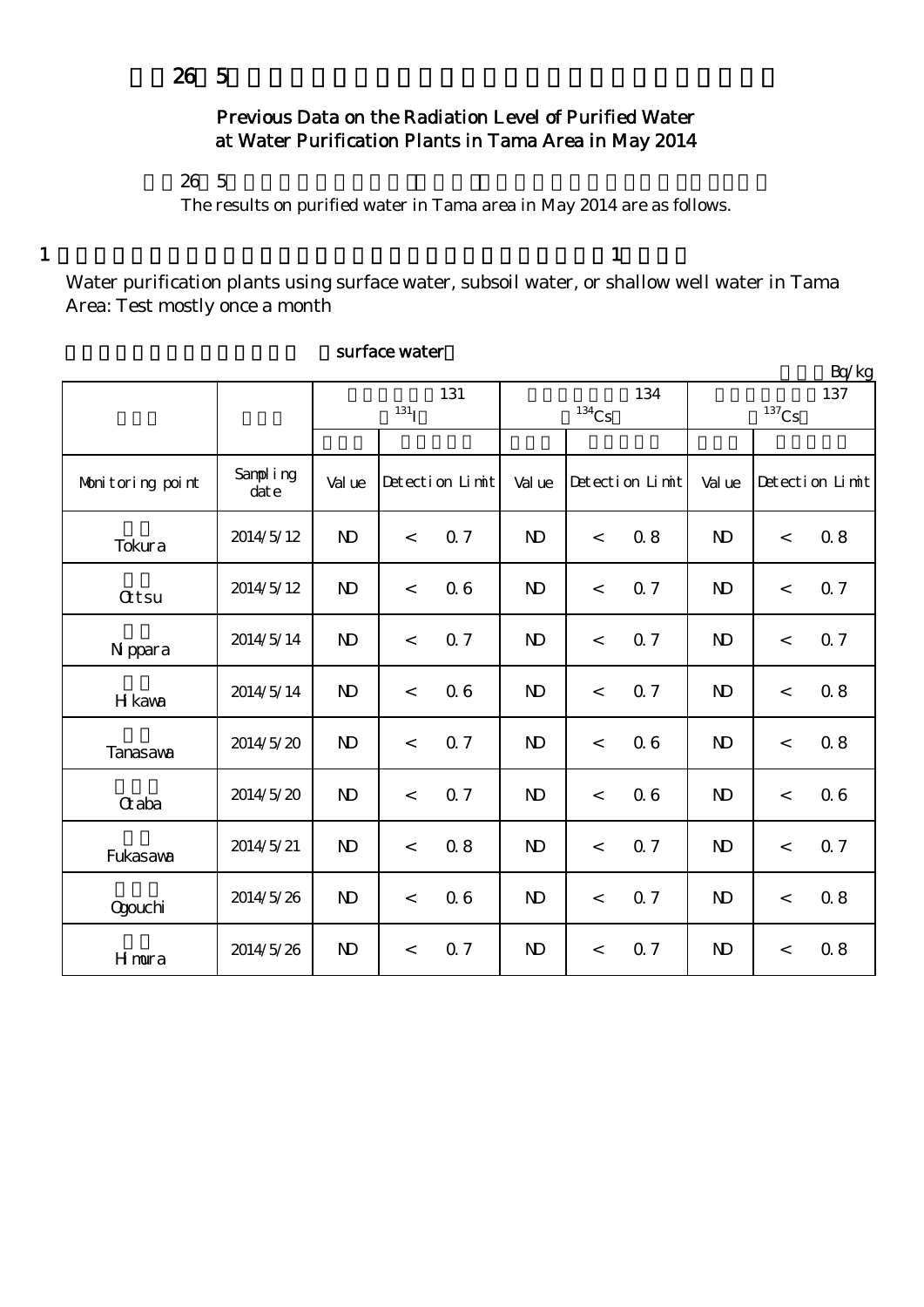# 平成26年5月の多摩地区浄水所の浄水（水道水）の放射能測定結果（過去のデータ）

## Previous Data on the Radiation Level of Purified Water at Water Purification Plants in Tama Area in May 2014

平成26年5月の多摩地区浄水所の浄水（水道水）の放射能測定結果は以下のとおりです。

The results on purified water in Tama area in May 2014 are as follows.

1 表流水、伏流水、浅井戸を水源とする多摩地区の浄水所：概ね月1回測定

Water purification plants using surface water, subsoil water, or shallow well water in Tama Area: Test mostly once a month

表流水を水源とする浄水所（surface water）

単位：Bq/kg

| 浄水所 | 採水日 | ヨウ素131 ($^{131}I$) | | | セシウム134 ($^{134}Cs$) | | | セシウム137 ($^{137}Cs$) | | |
|---|---|---|---|---|---|---|---|---|---|---|
| | | 測定値 | 検出限界値 | | 測定値 | 検出限界値 | | 測定値 | 検出限界値 | |
| Monitoring point | Sampling date | Value | Detection Limit | | Value | Detection Limit | | Value | Detection Limit | |
| 砧下 Tokura | 2014/5/12 | ND | < | 0.7 | ND | < | 0.8 | ND | < | 0.8 |
| 乙津 Ottsu | 2014/5/12 | ND | < | 0.6 | ND | < | 0.7 | ND | < | 0.7 |
| 日原 Nippara | 2014/5/14 | ND | < | 0.7 | ND | < | 0.7 | ND | < | 0.7 |
| 氷川 Hikawa | 2014/5/14 | ND | < | 0.6 | ND | < | 0.7 | ND | < | 0.8 |
| 棚沢 Tanasawa | 2014/5/20 | ND | < | 0.7 | ND | < | 0.6 | ND | < | 0.8 |
| 大丹波 Otaba | 2014/5/20 | ND | < | 0.7 | ND | < | 0.6 | ND | < | 0.6 |
| 深沢 Fukasawa | 2014/5/21 | ND | < | 0.8 | ND | < | 0.7 | ND | < | 0.7 |
| 小河内 Ogouchi | 2014/5/26 | ND | < | 0.6 | ND | < | 0.7 | ND | < | 0.8 |
| 日向和田 Himura | 2014/5/26 | ND | < | 0.7 | ND | < | 0.7 | ND | < | 0.8 |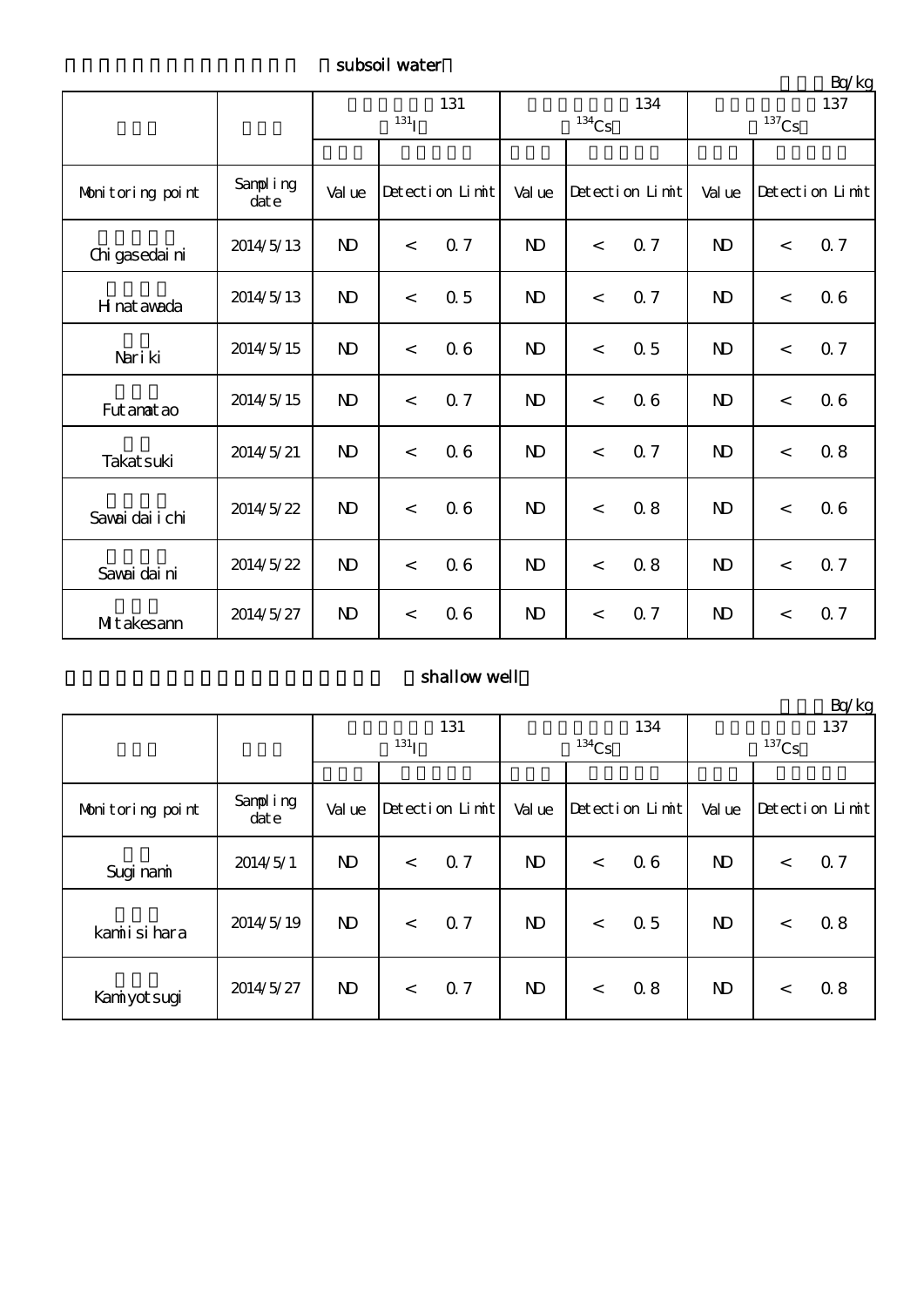（subsoil water）

Bq/kg

| | | 131 $^{131}$I | | 134 $^{134}$Cs | | 137 $^{137}$Cs | |
|---|---|---|---|---|---|---|---|
| Monitoring point | Sampling date | Value | Detection Limit | Value | Detection Limit | Value | Detection Limit |
| Chigasedaini | 2014/5/13 | ND | < 0.7 | ND | < 0.7 | ND | < 0.7 |
| Hinatawada | 2014/5/13 | ND | < 0.5 | ND | < 0.7 | ND | < 0.6 |
| Nariki | 2014/5/15 | ND | < 0.6 | ND | < 0.5 | ND | < 0.7 |
| Futamatao | 2014/5/15 | ND | < 0.7 | ND | < 0.6 | ND | < 0.6 |
| Takatsuki | 2014/5/21 | ND | < 0.6 | ND | < 0.7 | ND | < 0.8 |
| Sawaidaiichi | 2014/5/22 | ND | < 0.6 | ND | < 0.8 | ND | < 0.6 |
| Sawaidaini | 2014/5/22 | ND | < 0.6 | ND | < 0.8 | ND | < 0.7 |
| Mitakesann | 2014/5/27 | ND | < 0.6 | ND | < 0.7 | ND | < 0.7 |

（shallow well）

Bq/kg

| | | 131 $^{131}$I | | 134 $^{134}$Cs | | 137 $^{137}$Cs | |
|---|---|---|---|---|---|---|---|
| Monitoring point | Sampling date | Value | Detection Limit | Value | Detection Limit | Value | Detection Limit |
| Suginami | 2014/5/1 | ND | < 0.7 | ND | < 0.6 | ND | < 0.7 |
| kamiisihara | 2014/5/19 | ND | < 0.7 | ND | < 0.5 | ND | < 0.8 |
| Kamiyotsugi | 2014/5/27 | ND | < 0.7 | ND | < 0.8 | ND | < 0.8 |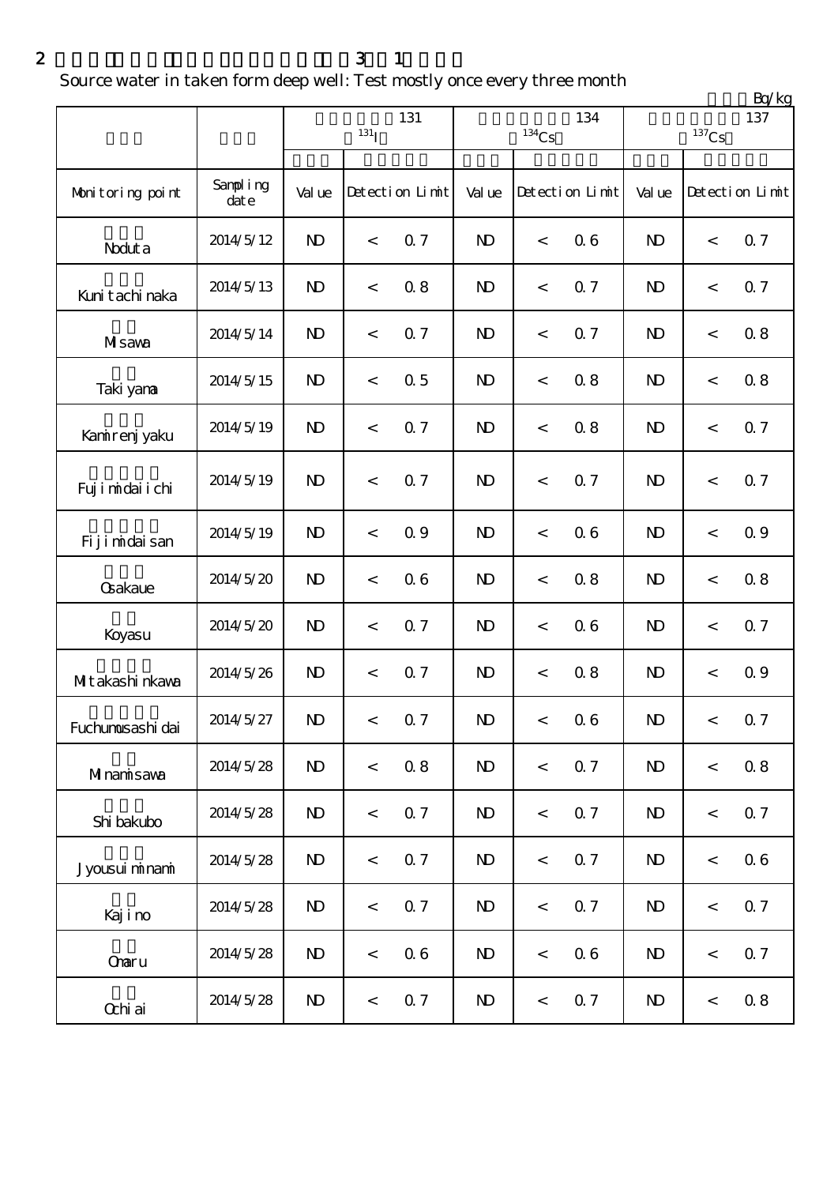2　　　　　　　　　　　　　　　　3　1

Source water in taken form deep well: Test mostly once every three month

Bq/kg

| | | 131 $^{131}$I | | | 134 $^{134}$Cs | | | 137 $^{137}$Cs | | |
|---|---|---|---|---|---|---|---|---|---|---|
| Monitoring point | Sampling date | Value | Detection Limit | | Value | Detection Limit | | Value | Detection Limit | |
| Noduta | 2014/5/12 | ND | < | 0.7 | ND | < | 0.6 | ND | < | 0.7 |
| Kunitachinaka | 2014/5/13 | ND | < | 0.8 | ND | < | 0.7 | ND | < | 0.7 |
| Misawa | 2014/5/14 | ND | < | 0.7 | ND | < | 0.7 | ND | < | 0.8 |
| Takiyama | 2014/5/15 | ND | < | 0.5 | ND | < | 0.8 | ND | < | 0.8 |
| Kamirenjyaku | 2014/5/19 | ND | < | 0.7 | ND | < | 0.8 | ND | < | 0.7 |
| Fujimidaiichi | 2014/5/19 | ND | < | 0.7 | ND | < | 0.7 | ND | < | 0.7 |
| Fijimidaisan | 2014/5/19 | ND | < | 0.9 | ND | < | 0.6 | ND | < | 0.9 |
| Osakaue | 2014/5/20 | ND | < | 0.6 | ND | < | 0.8 | ND | < | 0.8 |
| Koyasu | 2014/5/20 | ND | < | 0.7 | ND | < | 0.6 | ND | < | 0.7 |
| Mitakashinkawa | 2014/5/26 | ND | < | 0.7 | ND | < | 0.8 | ND | < | 0.9 |
| Fuchumusashidai | 2014/5/27 | ND | < | 0.7 | ND | < | 0.6 | ND | < | 0.7 |
| Minamisawa | 2014/5/28 | ND | < | 0.8 | ND | < | 0.7 | ND | < | 0.8 |
| Shibakubo | 2014/5/28 | ND | < | 0.7 | ND | < | 0.7 | ND | < | 0.7 |
| Jyousuiminami | 2014/5/28 | ND | < | 0.7 | ND | < | 0.7 | ND | < | 0.6 |
| Kajino | 2014/5/28 | ND | < | 0.7 | ND | < | 0.7 | ND | < | 0.7 |
| Omaru | 2014/5/28 | ND | < | 0.6 | ND | < | 0.6 | ND | < | 0.7 |
| Ochiai | 2014/5/28 | ND | < | 0.7 | ND | < | 0.7 | ND | < | 0.8 |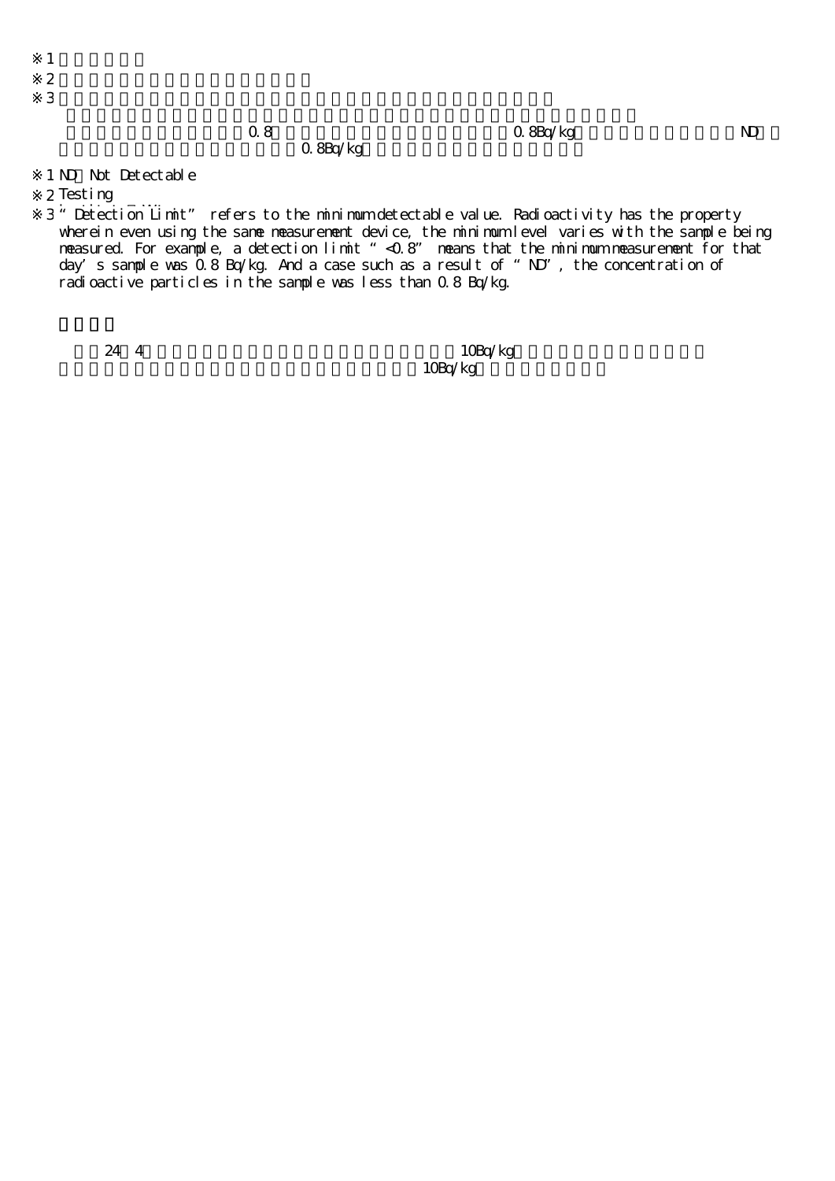※1

※2

※3

0.8 0.8Bq/kg ND

0.8Bq/kg

※1 ND Not Detectable

※2 Testing

※3 "Detection Limit" refers to the minimum detectable value. Radioactivity has the property wherein even using the same measurement device, the minimum level varies with the sample being measured. For example, a detection limit "<0.8" means that the minimum measurement for that day's sample was 0.8 Bq/kg. And a case such as a result of "ND", the concentration of radioactive particles in the sample was less than 0.8 Bq/kg.

24 4 10Bq/kg

10Bq/kg